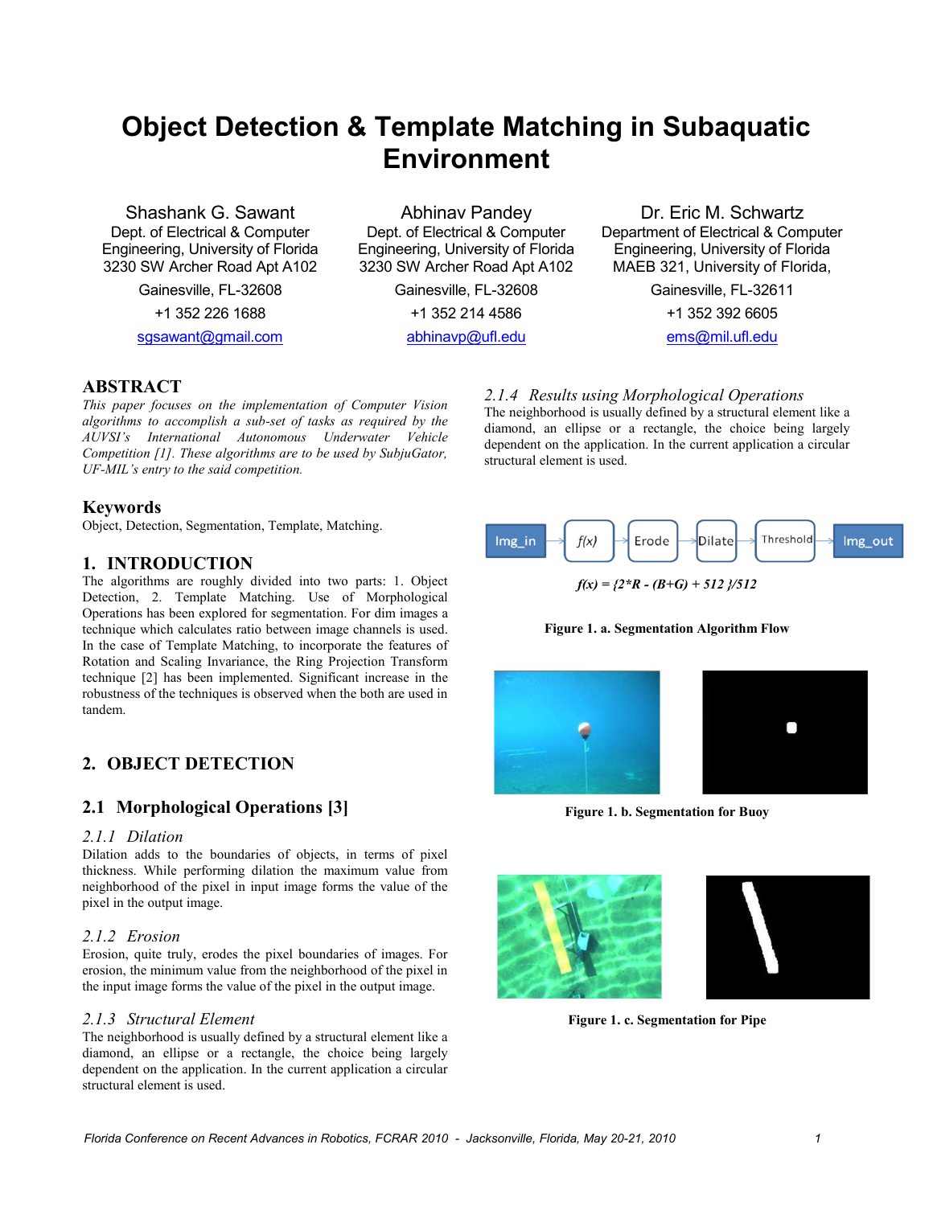# Object Detection & Template Matching in Subaquatic Environment

Shashank G. Sawant
Dept. of Electrical & Computer Engineering, University of Florida
3230 SW Archer Road Apt A102
Gainesville, FL-32608
+1 352 226 1688
sgsawant@gmail.com

Abhinav Pandey
Dept. of Electrical & Computer Engineering, University of Florida
3230 SW Archer Road Apt A102
Gainesville, FL-32608
+1 352 214 4586
abhinavp@ufl.edu

Dr. Eric M. Schwartz
Department of Electrical & Computer Engineering, University of Florida
MAEB 321, University of Florida,
Gainesville, FL-32611
+1 352 392 6605
ems@mil.ufl.edu

## ABSTRACT

*This paper focuses on the implementation of Computer Vision algorithms to accomplish a sub-set of tasks as required by the AUVSI's International Autonomous Underwater Vehicle Competition [1]. These algorithms are to be used by SubjuGator, UF-MIL's entry to the said competition.*

## Keywords

Object, Detection, Segmentation, Template, Matching.

## 1. INTRODUCTION

The algorithms are roughly divided into two parts: 1. Object Detection, 2. Template Matching. Use of Morphological Operations has been explored for segmentation. For dim images a technique which calculates ratio between image channels is used. In the case of Template Matching, to incorporate the features of Rotation and Scaling Invariance, the Ring Projection Transform technique [2] has been implemented. Significant increase in the robustness of the techniques is observed when the both are used in tandem.

## 2. OBJECT DETECTION

### 2.1 Morphological Operations [3]

#### 2.1.1 Dilation

Dilation adds to the boundaries of objects, in terms of pixel thickness. While performing dilation the maximum value from neighborhood of the pixel in input image forms the value of the pixel in the output image.

#### 2.1.2 Erosion

Erosion, quite truly, erodes the pixel boundaries of images. For erosion, the minimum value from the neighborhood of the pixel in the input image forms the value of the pixel in the output image.

#### 2.1.3 Structural Element

The neighborhood is usually defined by a structural element like a diamond, an ellipse or a rectangle, the choice being largely dependent on the application. In the current application a circular structural element is used.

#### 2.1.4 Results using Morphological Operations

The neighborhood is usually defined by a structural element like a diamond, an ellipse or a rectangle, the choice being largely dependent on the application. In the current application a circular structural element is used.

Img_in → f(x) → Erode → Dilate → Threshold → Img_out

$f(x) = \{2*R - (B+G) + 512\}/512$

**Figure 1. a. Segmentation Algorithm Flow**

**Figure 1. b. Segmentation for Buoy**

**Figure 1. c. Segmentation for Pipe**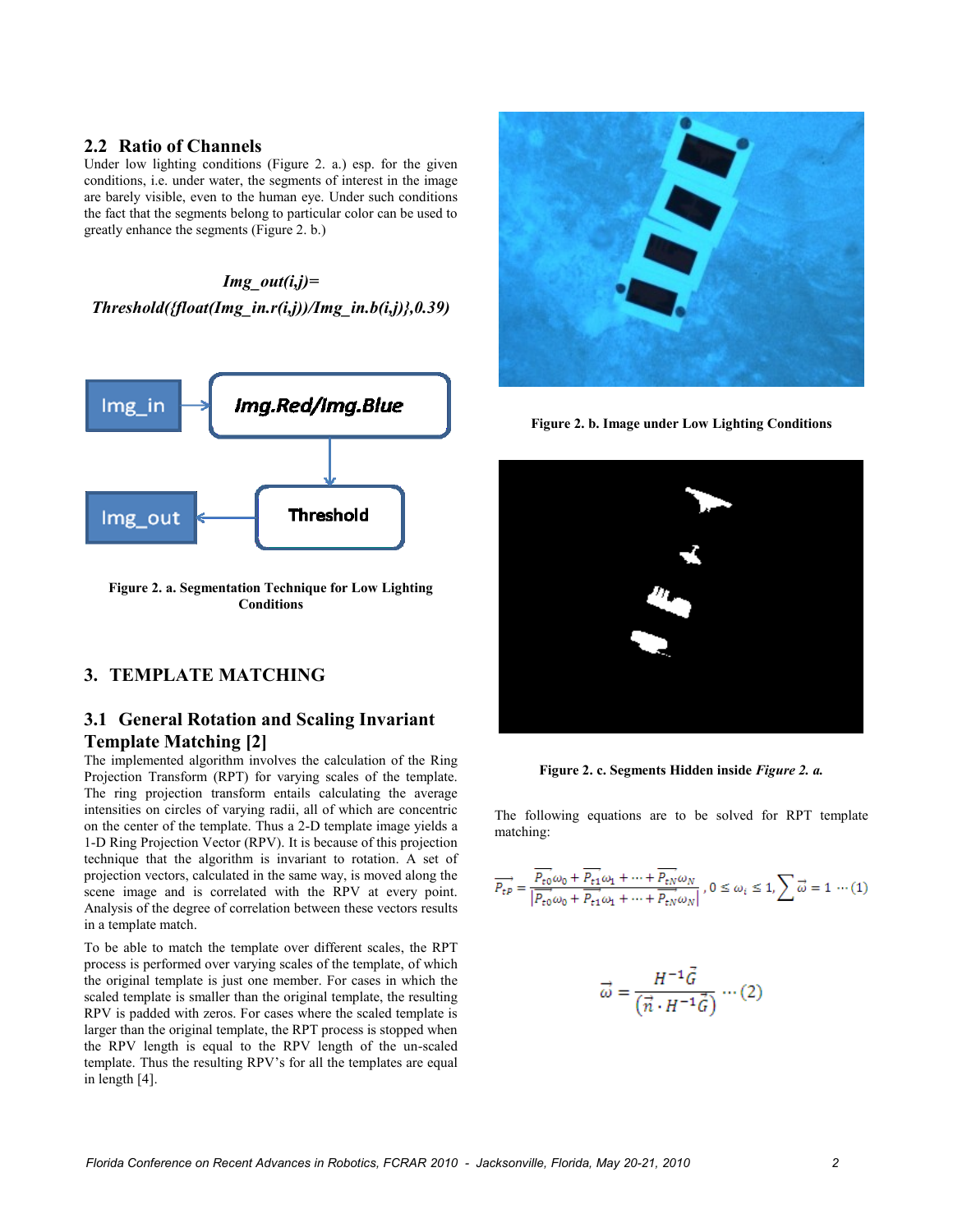## 2.2 Ratio of Channels

Under low lighting conditions (Figure 2. a.) esp. for the given conditions, i.e. under water, the segments of interest in the image are barely visible, even to the human eye. Under such conditions the fact that the segments belong to particular color can be used to greatly enhance the segments (Figure 2. b.)

***Img_out(i,j)= Threshold({float(Img_in.r(i,j))/Img_in.b(i,j)},0.39)***

Img_in

Img.Red/Img.Blue

Threshold

Img_out

**Figure 2. a. Segmentation Technique for Low Lighting Conditions**

**Figure 2. b. Image under Low Lighting Conditions**

**Figure 2. c. Segments Hidden inside *Figure 2. a.***

## 3. TEMPLATE MATCHING

### 3.1 General Rotation and Scaling Invariant Template Matching [2]

The implemented algorithm involves the calculation of the Ring Projection Transform (RPT) for varying scales of the template. The ring projection transform entails calculating the average intensities on circles of varying radii, all of which are concentric on the center of the template. Thus a 2-D template image yields a 1-D Ring Projection Vector (RPV). It is because of this projection technique that the algorithm is invariant to rotation. A set of projection vectors, calculated in the same way, is moved along the scene image and is correlated with the RPV at every point. Analysis of the degree of correlation between these vectors results in a template match.

To be able to match the template over different scales, the RPT process is performed over varying scales of the template, of which the original template is just one member. For cases in which the scaled template is smaller than the original template, the resulting RPV is padded with zeros. For cases where the scaled template is larger than the original template, the RPT process is stopped when the RPV length is equal to the RPV length of the un-scaled template. Thus the resulting RPV's for all the templates are equal in length [4].

The following equations are to be solved for RPT template matching:

$$\overrightarrow{P_{tP}} = \frac{\overrightarrow{P_{t0}}\omega_0 + \overrightarrow{P_{t1}}\omega_1 + \cdots + \overrightarrow{P_{tN}}\omega_N}{\left|\overrightarrow{P_{t0}}\omega_0 + \overrightarrow{P_{t1}}\omega_1 + \cdots + \overrightarrow{P_{tN}}\omega_N\right|}, 0 \le \omega_i \le 1, \sum \vec{\omega} = 1 \cdots (1)$$

$$\vec{\omega} = \frac{H^{-1}\vec{G}}{\left(\vec{n} \cdot H^{-1}\vec{G}\right)} \cdots (2)$$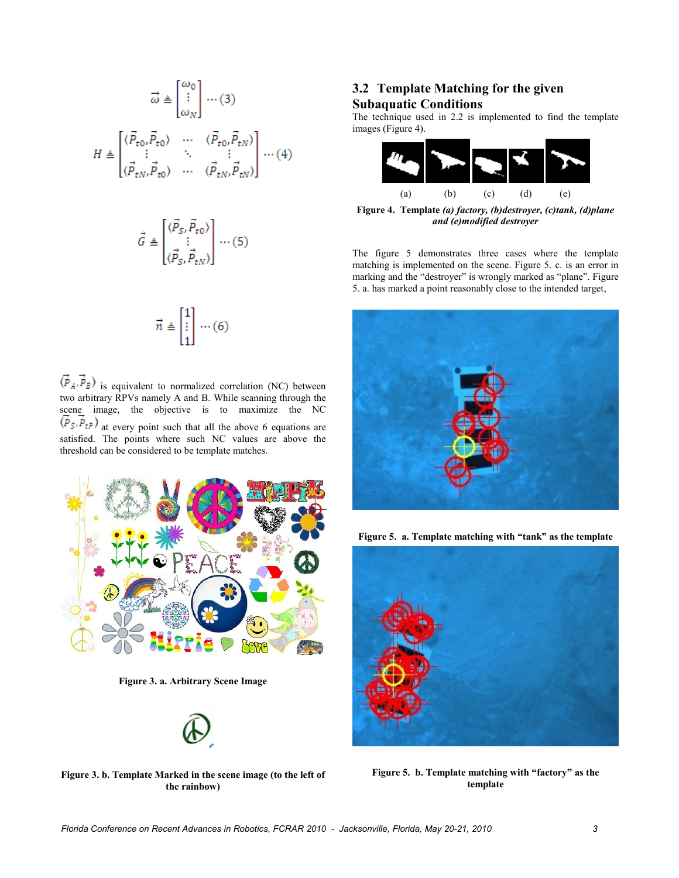$$\vec{\omega} \triangleq \begin{bmatrix} \omega_0 \\ \vdots \\ \omega_N \end{bmatrix} \cdots (3)$$

$$H \triangleq \begin{bmatrix} \langle \vec{P}_{t0}, \vec{P}_{t0} \rangle & \cdots & \langle \vec{P}_{t0}, \vec{P}_{tN} \rangle \\ \vdots & \ddots & \vdots \\ \langle \vec{P}_{tN}, \vec{P}_{t0} \rangle & \cdots & \langle \vec{P}_{tN}, \vec{P}_{tN} \rangle \end{bmatrix} \cdots (4)$$

$$\vec{G} \triangleq \begin{bmatrix} \langle \vec{P}_S, \vec{P}_{t0} \rangle \\ \vdots \\ \langle \vec{P}_S, \vec{P}_{tN} \rangle \end{bmatrix} \cdots (5)$$

$$\vec{n} \triangleq \begin{bmatrix} 1 \\ \vdots \\ 1 \end{bmatrix} \cdots (6)$$

$\langle \vec{P}_A, \vec{P}_B \rangle$ is equivalent to normalized correlation (NC) between two arbitrary RPVs namely A and B. While scanning through the scene image, the objective is to maximize the NC $\langle \vec{P}_S, \vec{P}_{tP} \rangle$ at every point such that all the above 6 equations are satisfied. The points where such NC values are above the threshold can be considered to be template matches.

**Figure 3. a. Arbitrary Scene Image**

**Figure 3. b. Template Marked in the scene image (to the left of the rainbow)**

## 3.2 Template Matching for the given Subaquatic Conditions

The technique used in 2.2 is implemented to find the template images (Figure 4).

(a) (b) (c) (d) (e)

**Figure 4. Template *(a) factory, (b)destroyer, (c)tank, (d)plane and (e)modified destroyer***

The figure 5 demonstrates three cases where the template matching is implemented on the scene. Figure 5. c. is an error in marking and the "destroyer" is wrongly marked as "plane". Figure 5. a. has marked a point reasonably close to the intended target,

**Figure 5. a. Template matching with "tank" as the template**

**Figure 5. b. Template matching with "factory" as the template**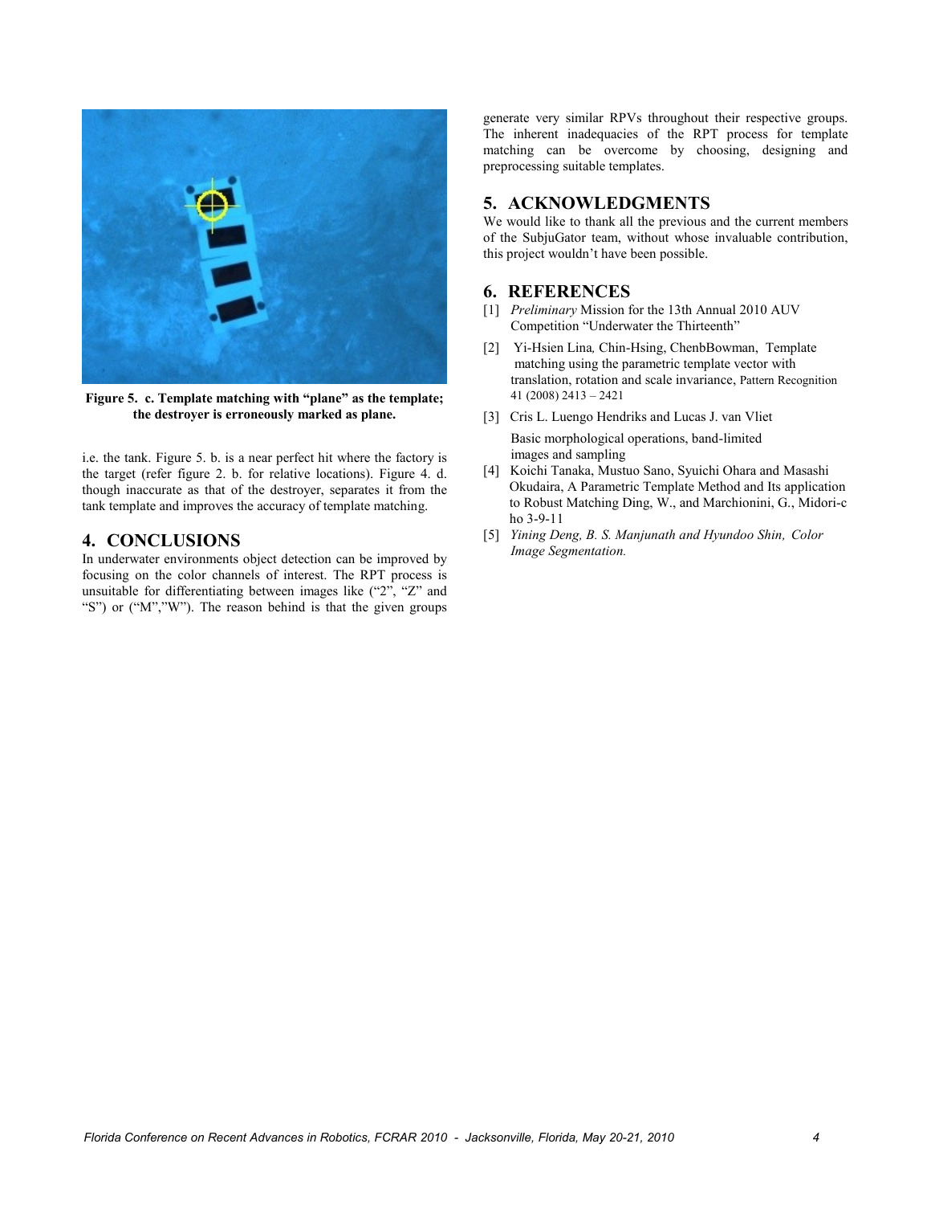**Figure 5. c. Template matching with "plane" as the template; the destroyer is erroneously marked as plane.**

i.e. the tank. Figure 5. b. is a near perfect hit where the factory is the target (refer figure 2. b. for relative locations). Figure 4. d. though inaccurate as that of the destroyer, separates it from the tank template and improves the accuracy of template matching.

## 4. CONCLUSIONS

In underwater environments object detection can be improved by focusing on the color channels of interest. The RPT process is unsuitable for differentiating between images like ("2", "Z" and "S") or ("M","W"). The reason behind is that the given groups generate very similar RPVs throughout their respective groups. The inherent inadequacies of the RPT process for template matching can be overcome by choosing, designing and preprocessing suitable templates.

## 5. ACKNOWLEDGMENTS

We would like to thank all the previous and the current members of the SubjuGator team, without whose invaluable contribution, this project wouldn't have been possible.

## 6. REFERENCES

[1] *Preliminary* Mission for the 13th Annual 2010 AUV Competition "Underwater the Thirteenth"

[2] Yi-Hsien Lina, Chin-Hsing, ChenbBowman, Template matching using the parametric template vector with translation, rotation and scale invariance, Pattern Recognition 41 (2008) 2413 – 2421

[3] Cris L. Luengo Hendriks and Lucas J. van Vliet Basic morphological operations, band-limited images and sampling

[4] Koichi Tanaka, Mustuo Sano, Syuichi Ohara and Masashi Okudaira, A Parametric Template Method and Its application to Robust Matching Ding, W., and Marchionini, G., Midori-cho 3-9-11

[5] *Yining Deng, B. S. Manjunath and Hyundoo Shin, Color Image Segmentation.*